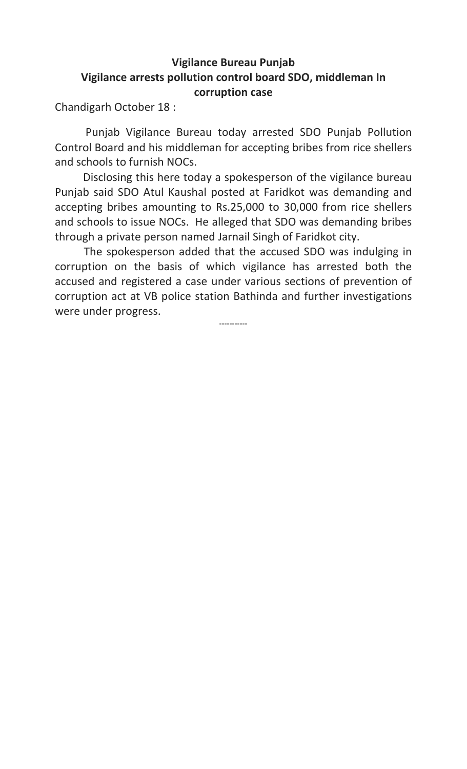**Vigilance Bureau Punjab**

**Vigilance arrests pollution control board SDO, middleman In corruption case**

Chandigarh October 18 :

Punjab Vigilance Bureau today arrested SDO Punjab Pollution Control Board and his middleman for accepting bribes from rice shellers and schools to furnish NOCs.

Disclosing this here today a spokesperson of the vigilance bureau Punjab said SDO Atul Kaushal posted at Faridkot was demanding and accepting bribes amounting to Rs.25,000 to 30,000 from rice shellers and schools to issue NOCs. He alleged that SDO was demanding bribes through a private person named Jarnail Singh of Faridkot city.

The spokesperson added that the accused SDO was indulging in corruption on the basis of which vigilance has arrested both the accused and registered a case under various sections of prevention of corruption act at VB police station Bathinda and further investigations were under progress.

-----------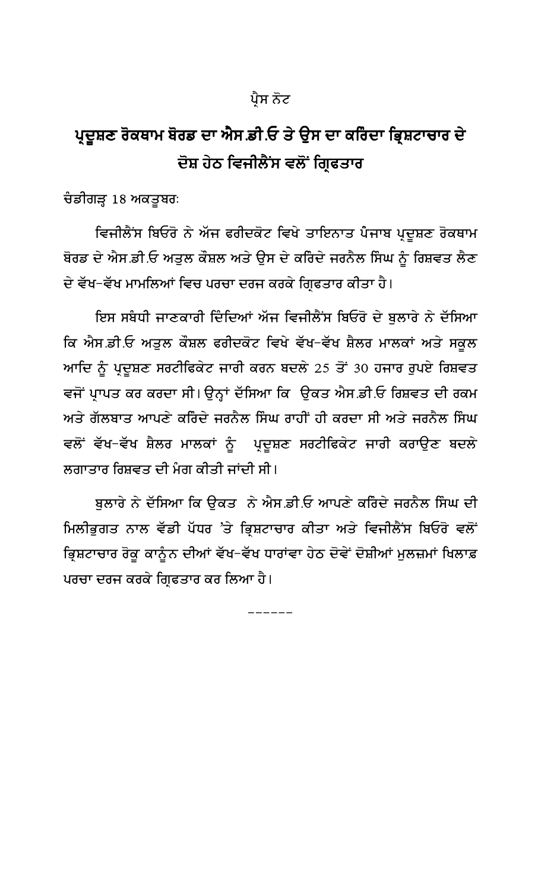ਪ੍ਰੈਸ ਨੋਟ

# ਪ੍ਰਦੂਸ਼ਣ ਰੋਕਥਾਮ ਬੋਰਡ ਦਾ ਐਸ.ਡੀ.ਓ ਤੇ ਉਸ ਦਾ ਕਰਿੰਦਾ ਭ੍ਰਿਸ਼ਟਾਚਾਰ ਦੇ ਦੋਸ਼ ਹੇਠ ਵਿਜੀਲੈਂਸ ਵਲੋਂ ਗ੍ਰਿਫਤਾਰ

ਚੰਡੀਗੜ੍ਹ 18 ਅਕਤੂਬਰ:

ਵਿਜੀਲੈਂਸ ਬਿਓਰੋ ਨੇ ਅੱਜ ਫਰੀਦਕੋਟ ਵਿਖੇ ਤਾਇਨਾਤ ਪੰਜਾਬ ਪ੍ਰਦੂਸ਼ਣ ਰੋਕਥਾਮ ਬੋਰਡ ਦੇ ਐਸ.ਡੀ.ਓ ਅਤੁਲ ਕੌਸ਼ਲ ਅਤੇ ਉਸ ਦੇ ਕਰਿੰਦੇ ਜਰਨੈਲ ਸਿੰਘ ਨੂੰ ਰਿਸ਼ਵਤ ਲੈਣ ਦੇ ਵੱਖ-ਵੱਖ ਮਾਮਲਿਆਂ ਵਿਚ ਪਰਚਾ ਦਰਜ ਕਰਕੇ ਗ੍ਰਿਫਤਾਰ ਕੀਤਾ ਹੈ।

ਇਸ ਸਬੰਧੀ ਜਾਣਕਾਰੀ ਦਿੰਦਿਆਂ ਅੱਜ ਵਿਜੀਲੈਂਸ ਬਿਓਰੋ ਦੇ ਬੁਲਾਰੇ ਨੇ ਦੱਸਿਆ ਕਿ ਐਸ.ਡੀ.ਓ ਅਤੁਲ ਕੌਸ਼ਲ ਫਰੀਦਕੋਟ ਵਿਖੇ ਵੱਖ-ਵੱਖ ਸ਼ੈਲਰ ਮਾਲਕਾਂ ਅਤੇ ਸਕੂਲ ਆਦਿ ਨੂੰ ਪ੍ਰਦੂਸ਼ਣ ਸਰਟੀਫਿਕੇਟ ਜਾਰੀ ਕਰਨ ਬਦਲੇ 25 ਤੋਂ 30 ਹਜਾਰ ਰੁਪਏ ਰਿਸ਼ਵਤ ਵਜੋਂ ਪ੍ਰਾਪਤ ਕਰ ਕਰਦਾ ਸੀ। ਉਨ੍ਹਾਂ ਦੱਸਿਆ ਕਿ ਉਕਤ ਐਸ.ਡੀ.ਓ ਰਿਸ਼ਵਤ ਦੀ ਰਕਮ ਅਤੇ ਗੱਲਬਾਤ ਆਪਣੇ ਕਰਿੰਦੇ ਜਰਨੈਲ ਸਿੰਘ ਰਾਹੀਂ ਹੀ ਕਰਦਾ ਸੀ ਅਤੇ ਜਰਨੈਲ ਸਿੰਘ ਵਲੋਂ ਵੱਖ-ਵੱਖ ਸ਼ੈਲਰ ਮਾਲਕਾਂ ਨੂੰ ਪ੍ਰਦੂਸ਼ਣ ਸਰਟੀਫਿਕੇਟ ਜਾਰੀ ਕਰਾਉਣ ਬਦਲੇ ਲਗਾਤਾਰ ਰਿਸ਼ਵਤ ਦੀ ਮੰਗ ਕੀਤੀ ਜਾਂਦੀ ਸੀ।

ਬੁਲਾਰੇ ਨੇ ਦੱਸਿਆ ਕਿ ਉਕਤ ਨੇ ਐਸ.ਡੀ.ਓ ਆਪਣੇ ਕਰਿੰਦੇ ਜਰਨੈਲ ਸਿੰਘ ਦੀ ਮਿਲੀਭੁਗਤ ਨਾਲ ਵੱਡੀ ਪੱਧਰ 'ਤੇ ਭ੍ਰਿਸ਼ਟਾਚਾਰ ਕੀਤਾ ਅਤੇ ਵਿਜੀਲੈਂਸ ਬਿਓਰੋ ਵਲੋਂ ਭ੍ਰਿਸ਼ਟਾਚਾਰ ਰੋਕੂ ਕਾਨੂੰਨ ਦੀਆਂ ਵੱਖ-ਵੱਖ ਧਾਰਾਂਵਾ ਹੇਠ ਦੋਵੇਂ ਦੋਸ਼ੀਆਂ ਮੁਲਜ਼ਮਾਂ ਖਿਲਾਫ਼ ਪਰਚਾ ਦਰਜ ਕਰਕੇ ਗ੍ਰਿਫਤਾਰ ਕਰ ਲਿਆ ਹੈ।

------